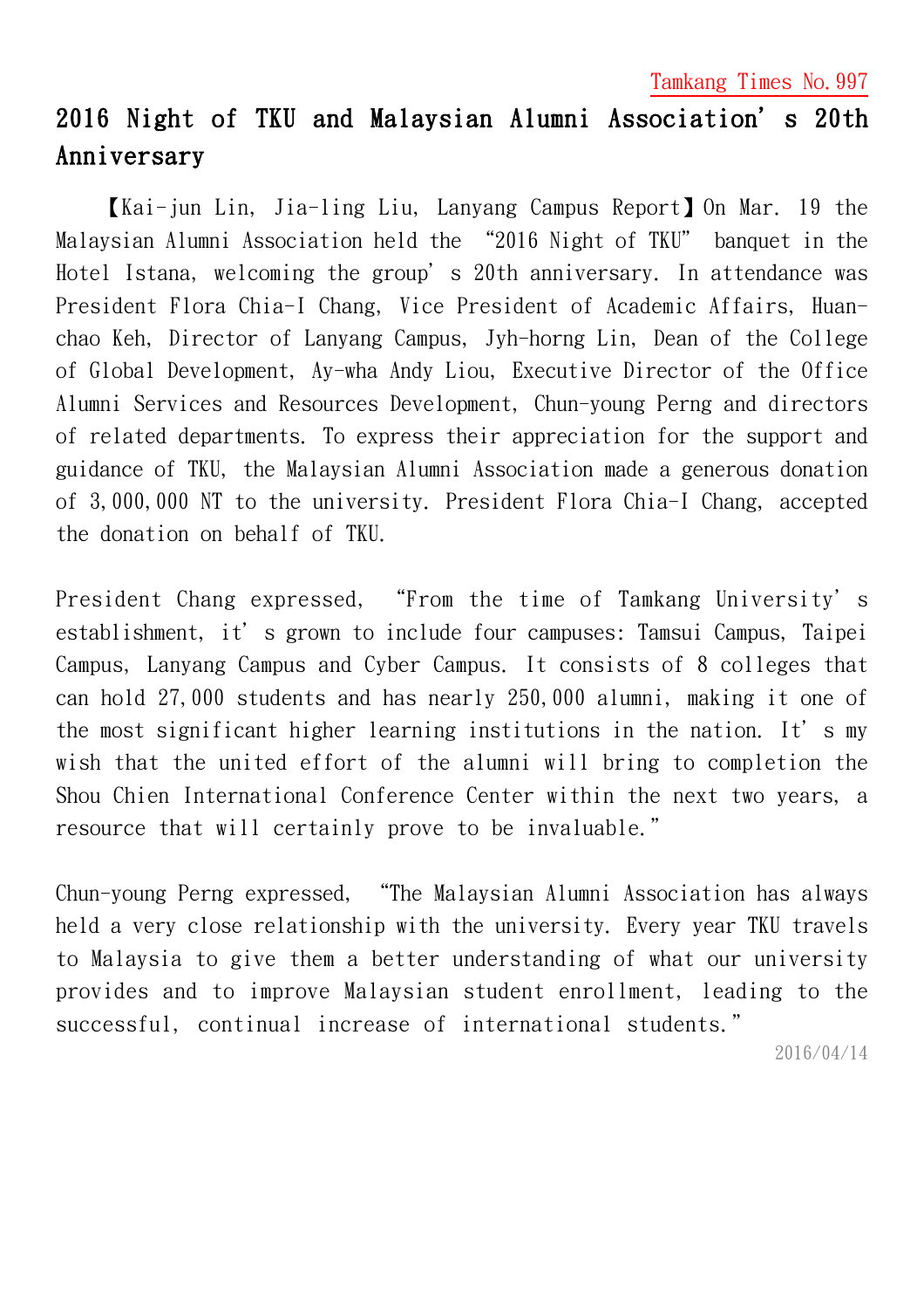Tamkang Times No.997

# 2016 Night of TKU and Malaysian Alumni Association's 20th Anniversary

【Kai-jun Lin, Jia-ling Liu, Lanyang Campus Report】On Mar. 19 the Malaysian Alumni Association held the "2016 Night of TKU" banquet in the Hotel Istana, welcoming the group's 20th anniversary. In attendance was President Flora Chia-I Chang, Vice President of Academic Affairs, Huan-chao Keh, Director of Lanyang Campus, Jyh-horng Lin, Dean of the College of Global Development, Ay-wha Andy Liou, Executive Director of the Office Alumni Services and Resources Development, Chun-young Perng and directors of related departments. To express their appreciation for the support and guidance of TKU, the Malaysian Alumni Association made a generous donation of 3,000,000 NT to the university. President Flora Chia-I Chang, accepted the donation on behalf of TKU.

President Chang expressed, "From the time of Tamkang University's establishment, it's grown to include four campuses: Tamsui Campus, Taipei Campus, Lanyang Campus and Cyber Campus. It consists of 8 colleges that can hold 27,000 students and has nearly 250,000 alumni, making it one of the most significant higher learning institutions in the nation. It's my wish that the united effort of the alumni will bring to completion the Shou Chien International Conference Center within the next two years, a resource that will certainly prove to be invaluable."

Chun-young Perng expressed, "The Malaysian Alumni Association has always held a very close relationship with the university. Every year TKU travels to Malaysia to give them a better understanding of what our university provides and to improve Malaysian student enrollment, leading to the successful, continual increase of international students."

2016/04/14